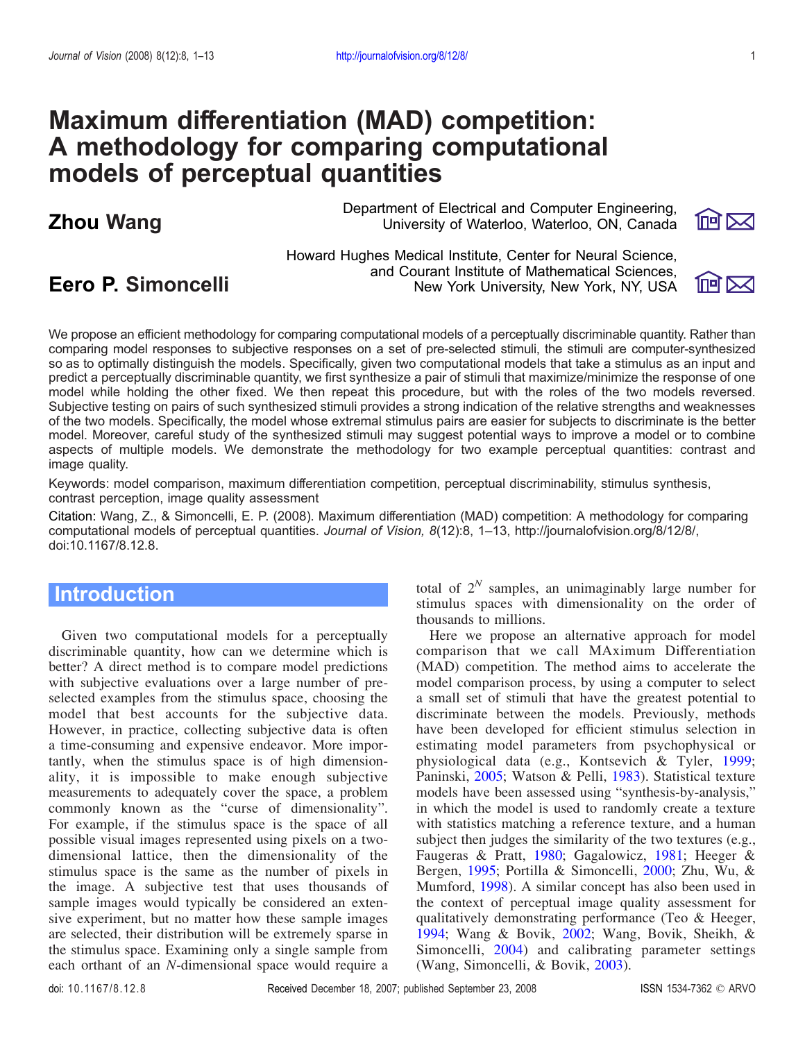# Maximum differentiation (MAD) competition: A methodology for comparing computational models of perceptual quantities

**Zhou Wang**

Department of Electrical and Computer Engineering, University of Waterloo, Waterloo, ON, Canada

**Eero P. Simoncelli**

Howard Hughes Medical Institute, Center for Neural Science, and Courant Institute of Mathematical Sciences, New York University, New York, NY, USA

We propose an efficient methodology for comparing computational models of a perceptually discriminable quantity. Rather than comparing model responses to subjective responses on a set of pre-selected stimuli, the stimuli are computer-synthesized so as to optimally distinguish the models. Specifically, given two computational models that take a stimulus as an input and predict a perceptually discriminable quantity, we first synthesize a pair of stimuli that maximize/minimize the response of one model while holding the other fixed. We then repeat this procedure, but with the roles of the two models reversed. Subjective testing on pairs of such synthesized stimuli provides a strong indication of the relative strengths and weaknesses of the two models. Specifically, the model whose extremal stimulus pairs are easier for subjects to discriminate is the better model. Moreover, careful study of the synthesized stimuli may suggest potential ways to improve a model or to combine aspects of multiple models. We demonstrate the methodology for two example perceptual quantities: contrast and image quality.

Keywords: model comparison, maximum differentiation competition, perceptual discriminability, stimulus synthesis, contrast perception, image quality assessment

Citation: Wang, Z., & Simoncelli, E. P. (2008). Maximum differentiation (MAD) competition: A methodology for comparing computational models of perceptual quantities. *Journal of Vision, 8*(12):8, 1–13, http://journalofvision.org/8/12/8/, doi:10.1167/8.12.8.

## Introduction

Given two computational models for a perceptually discriminable quantity, how can we determine which is better? A direct method is to compare model predictions with subjective evaluations over a large number of pre-selected examples from the stimulus space, choosing the model that best accounts for the subjective data. However, in practice, collecting subjective data is often a time-consuming and expensive endeavor. More importantly, when the stimulus space is of high dimensionality, it is impossible to make enough subjective measurements to adequately cover the space, a problem commonly known as the "curse of dimensionality". For example, if the stimulus space is the space of all possible visual images represented using pixels on a two-dimensional lattice, then the dimensionality of the stimulus space is the same as the number of pixels in the image. A subjective test that uses thousands of sample images would typically be considered an extensive experiment, but no matter how these sample images are selected, their distribution will be extremely sparse in the stimulus space. Examining only a single sample from each orthant of an $N$-dimensional space would require a total of $2^N$ samples, an unimaginably large number for stimulus spaces with dimensionality on the order of thousands to millions.

Here we propose an alternative approach for model comparison that we call MAximum Differentiation (MAD) competition. The method aims to accelerate the model comparison process, by using a computer to select a small set of stimuli that have the greatest potential to discriminate between the models. Previously, methods have been developed for efficient stimulus selection in estimating model parameters from psychophysical or physiological data (e.g., Kontsevich & Tyler, 1999; Paninski, 2005; Watson & Pelli, 1983). Statistical texture models have been assessed using "synthesis-by-analysis," in which the model is used to randomly create a texture with statistics matching a reference texture, and a human subject then judges the similarity of the two textures (e.g., Faugeras & Pratt, 1980; Gagalowicz, 1981; Heeger & Bergen, 1995; Portilla & Simoncelli, 2000; Zhu, Wu, & Mumford, 1998). A similar concept has also been used in the context of perceptual image quality assessment for qualitatively demonstrating performance (Teo & Heeger, 1994; Wang & Bovik, 2002; Wang, Bovik, Sheikh, & Simoncelli, 2004) and calibrating parameter settings (Wang, Simoncelli, & Bovik, 2003).

doi: 10.1167/8.12.8 Received December 18, 2007; published September 23, 2008 ISSN 1534-7362 © ARVO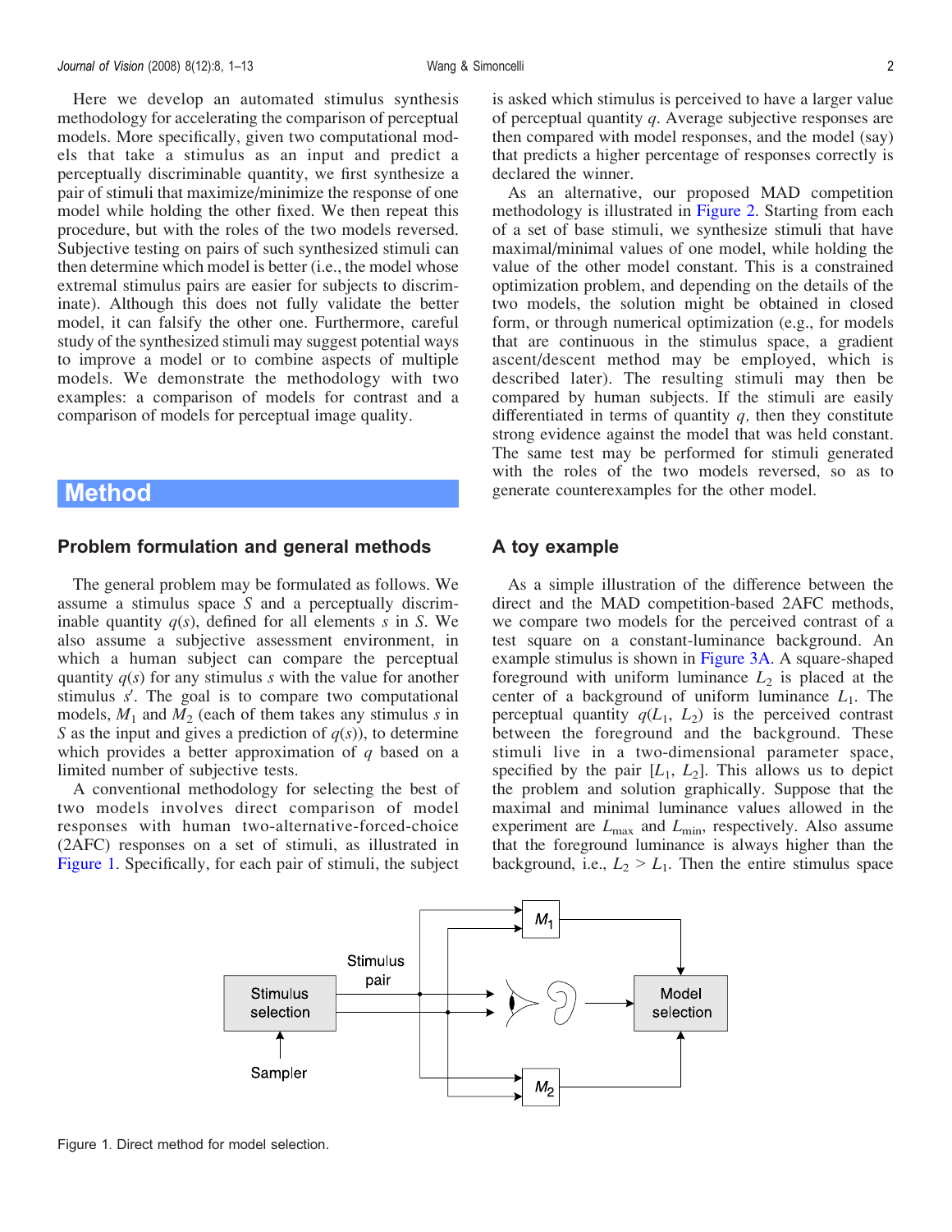Here we develop an automated stimulus synthesis methodology for accelerating the comparison of perceptual models. More specifically, given two computational models that take a stimulus as an input and predict a perceptually discriminable quantity, we first synthesize a pair of stimuli that maximize/minimize the response of one model while holding the other fixed. We then repeat this procedure, but with the roles of the two models reversed. Subjective testing on pairs of such synthesized stimuli can then determine which model is better (i.e., the model whose extremal stimulus pairs are easier for subjects to discriminate). Although this does not fully validate the better model, it can falsify the other one. Furthermore, careful study of the synthesized stimuli may suggest potential ways to improve a model or to combine aspects of multiple models. We demonstrate the methodology with two examples: a comparison of models for contrast and a comparison of models for perceptual image quality.

# Method

## Problem formulation and general methods

The general problem may be formulated as follows. We assume a stimulus space $S$ and a perceptually discriminable quantity $q(s)$, defined for all elements $s$ in $S$. We also assume a subjective assessment environment, in which a human subject can compare the perceptual quantity $q(s)$ for any stimulus $s$ with the value for another stimulus $s'$. The goal is to compare two computational models, $M_1$ and $M_2$ (each of them takes any stimulus $s$ in $S$ as the input and gives a prediction of $q(s)$), to determine which provides a better approximation of $q$ based on a limited number of subjective tests.

A conventional methodology for selecting the best of two models involves direct comparison of model responses with human two-alternative-forced-choice (2AFC) responses on a set of stimuli, as illustrated in Figure 1. Specifically, for each pair of stimuli, the subject is asked which stimulus is perceived to have a larger value of perceptual quantity $q$. Average subjective responses are then compared with model responses, and the model (say) that predicts a higher percentage of responses correctly is declared the winner.

As an alternative, our proposed MAD competition methodology is illustrated in Figure 2. Starting from each of a set of base stimuli, we synthesize stimuli that have maximal/minimal values of one model, while holding the value of the other model constant. This is a constrained optimization problem, and depending on the details of the two models, the solution might be obtained in closed form, or through numerical optimization (e.g., for models that are continuous in the stimulus space, a gradient ascent/descent method may be employed, which is described later). The resulting stimuli may then be compared by human subjects. If the stimuli are easily differentiated in terms of quantity $q$, then they constitute strong evidence against the model that was held constant. The same test may be performed for stimuli generated with the roles of the two models reversed, so as to generate counterexamples for the other model.

## A toy example

As a simple illustration of the difference between the direct and the MAD competition-based 2AFC methods, we compare two models for the perceived contrast of a test square on a constant-luminance background. An example stimulus is shown in Figure 3A. A square-shaped foreground with uniform luminance $L_2$ is placed at the center of a background of uniform luminance $L_1$. The perceptual quantity $q(L_1, L_2)$ is the perceived contrast between the foreground and the background. These stimuli live in a two-dimensional parameter space, specified by the pair $[L_1, L_2]$. This allows us to depict the problem and solution graphically. Suppose that the maximal and minimal luminance values allowed in the experiment are $L_{\max}$ and $L_{\min}$, respectively. Also assume that the foreground luminance is always higher than the background, i.e., $L_2 > L_1$. Then the entire stimulus space

Figure 1. Direct method for model selection.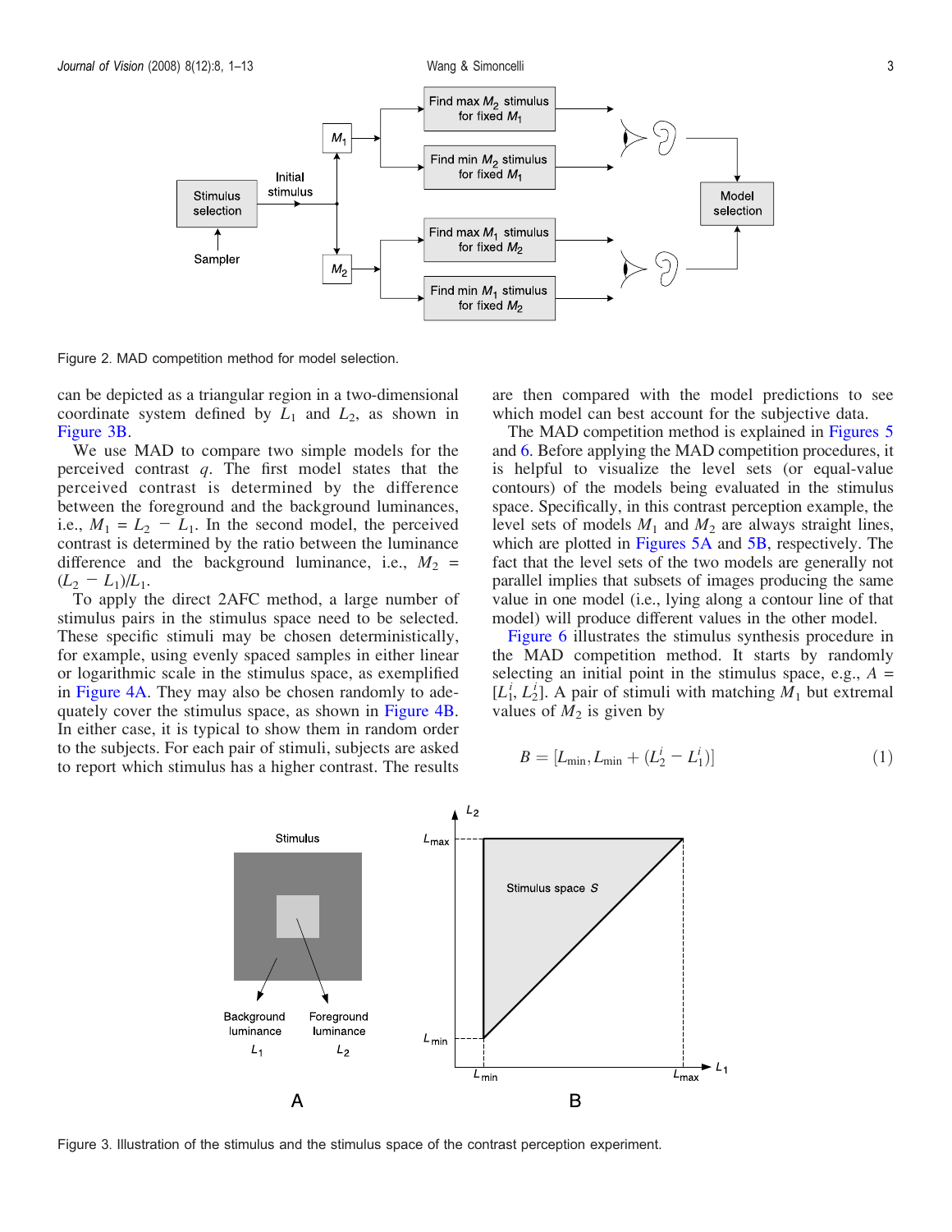Figure 2. MAD competition method for model selection.

can be depicted as a triangular region in a two-dimensional coordinate system defined by $L_1$ and $L_2$, as shown in Figure 3B.

We use MAD to compare two simple models for the perceived contrast $q$. The first model states that the perceived contrast is determined by the difference between the foreground and the background luminances, i.e., $M_1 = L_2 - L_1$. In the second model, the perceived contrast is determined by the ratio between the luminance difference and the background luminance, i.e., $M_2 = (L_2 - L_1)/L_1$.

To apply the direct 2AFC method, a large number of stimulus pairs in the stimulus space need to be selected. These specific stimuli may be chosen deterministically, for example, using evenly spaced samples in either linear or logarithmic scale in the stimulus space, as exemplified in Figure 4A. They may also be chosen randomly to adequately cover the stimulus space, as shown in Figure 4B. In either case, it is typical to show them in random order to the subjects. For each pair of stimuli, subjects are asked to report which stimulus has a higher contrast. The results are then compared with the model predictions to see which model can best account for the subjective data.

The MAD competition method is explained in Figures 5 and 6. Before applying the MAD competition procedures, it is helpful to visualize the level sets (or equal-value contours) of the models being evaluated in the stimulus space. Specifically, in this contrast perception example, the level sets of models $M_1$ and $M_2$ are always straight lines, which are plotted in Figures 5A and 5B, respectively. The fact that the level sets of the two models are generally not parallel implies that subsets of images producing the same value in one model (i.e., lying along a contour line of that model) will produce different values in the other model.

Figure 6 illustrates the stimulus synthesis procedure in the MAD competition method. It starts by randomly selecting an initial point in the stimulus space, e.g., $A = [L_1^i, L_2^i]$. A pair of stimuli with matching $M_1$ but extremal values of $M_2$ is given by

$$B = [L_{\min}, L_{\min} + (L_2^i - L_1^i)] \tag{1}$$

Figure 3. Illustration of the stimulus and the stimulus space of the contrast perception experiment.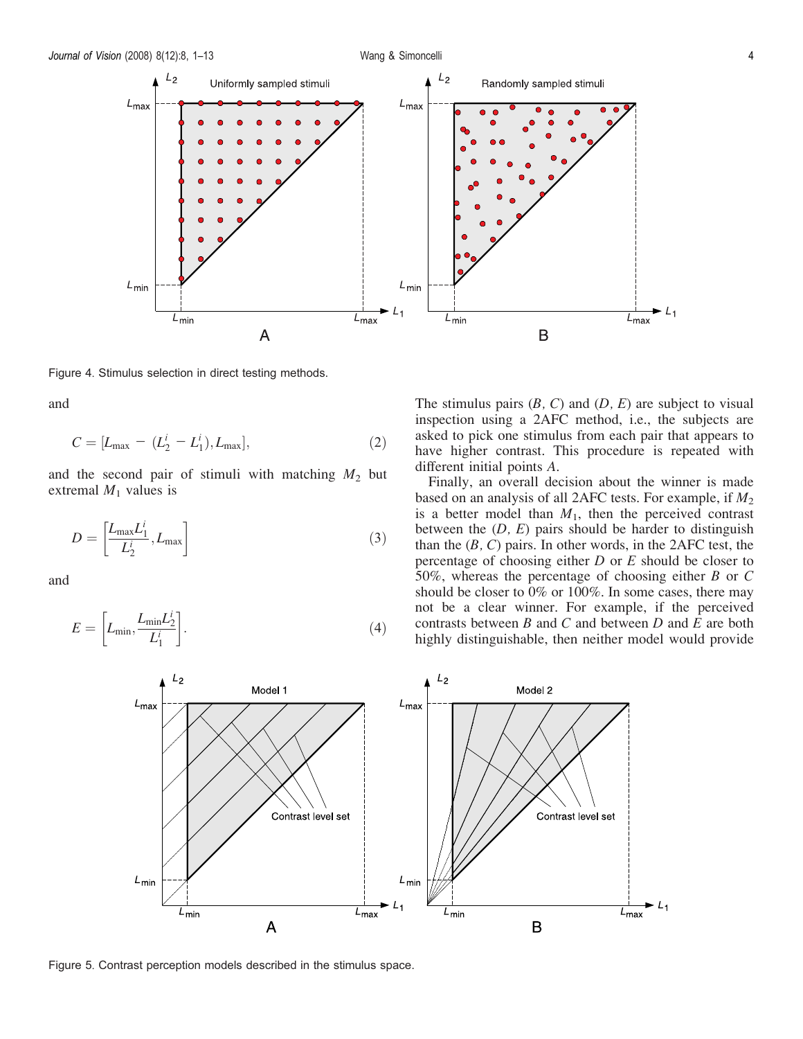Figure 4. Stimulus selection in direct testing methods.

and

$$C = [L_{\max} - (L_2^i - L_1^i), L_{\max}], \tag{2}$$

and the second pair of stimuli with matching $M_2$ but extremal $M_1$ values is

$$D = \left[\frac{L_{\max} L_1^i}{L_2^i}, L_{\max}\right] \tag{3}$$

and

$$E = \left[L_{\min}, \frac{L_{\min} L_2^i}{L_1^i}\right]. \tag{4}$$

The stimulus pairs $(B, C)$ and $(D, E)$ are subject to visual inspection using a 2AFC method, i.e., the subjects are asked to pick one stimulus from each pair that appears to have higher contrast. This procedure is repeated with different initial points $A$.

Finally, an overall decision about the winner is made based on an analysis of all 2AFC tests. For example, if $M_2$ is a better model than $M_1$, then the perceived contrast between the $(D, E)$ pairs should be harder to distinguish than the $(B, C)$ pairs. In other words, in the 2AFC test, the percentage of choosing either $D$ or $E$ should be closer to 50%, whereas the percentage of choosing either $B$ or $C$ should be closer to 0% or 100%. In some cases, there may not be a clear winner. For example, if the perceived contrasts between $B$ and $C$ and between $D$ and $E$ are both highly distinguishable, then neither model would provide

Figure 5. Contrast perception models described in the stimulus space.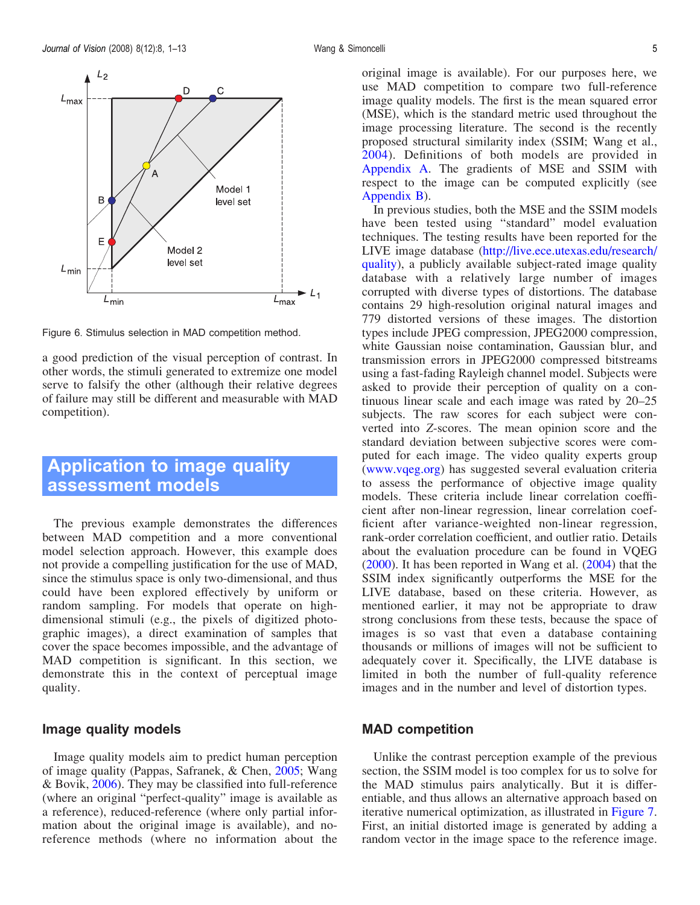Figure 6. Stimulus selection in MAD competition method.

a good prediction of the visual perception of contrast. In other words, the stimuli generated to extremize one model serve to falsify the other (although their relative degrees of failure may still be different and measurable with MAD competition).

# Application to image quality assessment models

The previous example demonstrates the differences between MAD competition and a more conventional model selection approach. However, this example does not provide a compelling justification for the use of MAD, since the stimulus space is only two-dimensional, and thus could have been explored effectively by uniform or random sampling. For models that operate on high-dimensional stimuli (e.g., the pixels of digitized photographic images), a direct examination of samples that cover the space becomes impossible, and the advantage of MAD competition is significant. In this section, we demonstrate this in the context of perceptual image quality.

## Image quality models

Image quality models aim to predict human perception of image quality (Pappas, Safranek, & Chen, 2005; Wang & Bovik, 2006). They may be classified into full-reference (where an original "perfect-quality" image is available as a reference), reduced-reference (where only partial information about the original image is available), and no-reference methods (where no information about the original image is available). For our purposes here, we use MAD competition to compare two full-reference image quality models. The first is the mean squared error (MSE), which is the standard metric used throughout the image processing literature. The second is the recently proposed structural similarity index (SSIM; Wang et al., 2004). Definitions of both models are provided in Appendix A. The gradients of MSE and SSIM with respect to the image can be computed explicitly (see Appendix B).

In previous studies, both the MSE and the SSIM models have been tested using "standard" model evaluation techniques. The testing results have been reported for the LIVE image database (http://live.ece.utexas.edu/research/quality), a publicly available subject-rated image quality database with a relatively large number of images corrupted with diverse types of distortions. The database contains 29 high-resolution original natural images and 779 distorted versions of these images. The distortion types include JPEG compression, JPEG2000 compression, white Gaussian noise contamination, Gaussian blur, and transmission errors in JPEG2000 compressed bitstreams using a fast-fading Rayleigh channel model. Subjects were asked to provide their perception of quality on a continuous linear scale and each image was rated by 20–25 subjects. The raw scores for each subject were converted into $Z$-scores. The mean opinion score and the standard deviation between subjective scores were computed for each image. The video quality experts group (www.vqeg.org) has suggested several evaluation criteria to assess the performance of objective image quality models. These criteria include linear correlation coefficient after non-linear regression, linear correlation coefficient after variance-weighted non-linear regression, rank-order correlation coefficient, and outlier ratio. Details about the evaluation procedure can be found in VQEG (2000). It has been reported in Wang et al. (2004) that the SSIM index significantly outperforms the MSE for the LIVE database, based on these criteria. However, as mentioned earlier, it may not be appropriate to draw strong conclusions from these tests, because the space of images is so vast that even a database containing thousands or millions of images will not be sufficient to adequately cover it. Specifically, the LIVE database is limited in both the number of full-quality reference images and in the number and level of distortion types.

## MAD competition

Unlike the contrast perception example of the previous section, the SSIM model is too complex for us to solve for the MAD stimulus pairs analytically. But it is differentiable, and thus allows an alternative approach based on iterative numerical optimization, as illustrated in Figure 7. First, an initial distorted image is generated by adding a random vector in the image space to the reference image.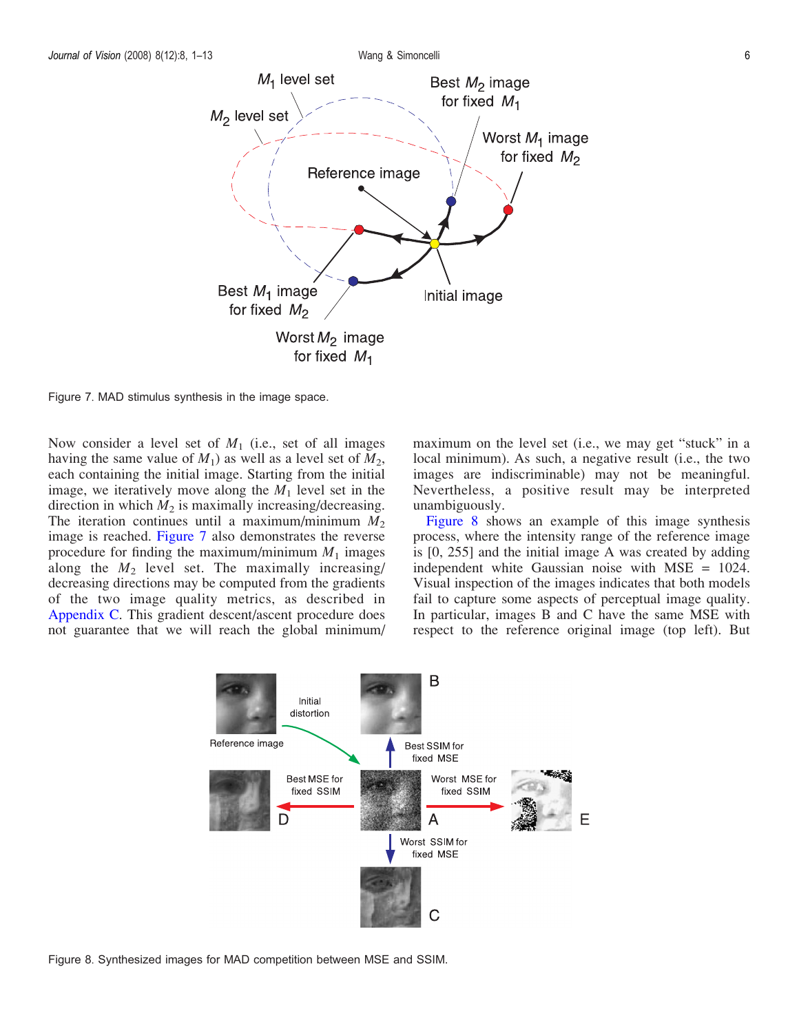Figure 7. MAD stimulus synthesis in the image space.

Now consider a level set of $M_1$ (i.e., set of all images having the same value of $M_1$) as well as a level set of $M_2$, each containing the initial image. Starting from the initial image, we iteratively move along the $M_1$ level set in the direction in which $M_2$ is maximally increasing/decreasing. The iteration continues until a maximum/minimum $M_2$ image is reached. Figure 7 also demonstrates the reverse procedure for finding the maximum/minimum $M_1$ images along the $M_2$ level set. The maximally increasing/decreasing directions may be computed from the gradients of the two image quality metrics, as described in Appendix C. This gradient descent/ascent procedure does not guarantee that we will reach the global minimum/maximum on the level set (i.e., we may get "stuck" in a local minimum). As such, a negative result (i.e., the two images are indiscriminable) may not be meaningful. Nevertheless, a positive result may be interpreted unambiguously.

Figure 8 shows an example of this image synthesis process, where the intensity range of the reference image is [0, 255] and the initial image A was created by adding independent white Gaussian noise with MSE = 1024. Visual inspection of the images indicates that both models fail to capture some aspects of perceptual image quality. In particular, images B and C have the same MSE with respect to the reference original image (top left). But

Figure 8. Synthesized images for MAD competition between MSE and SSIM.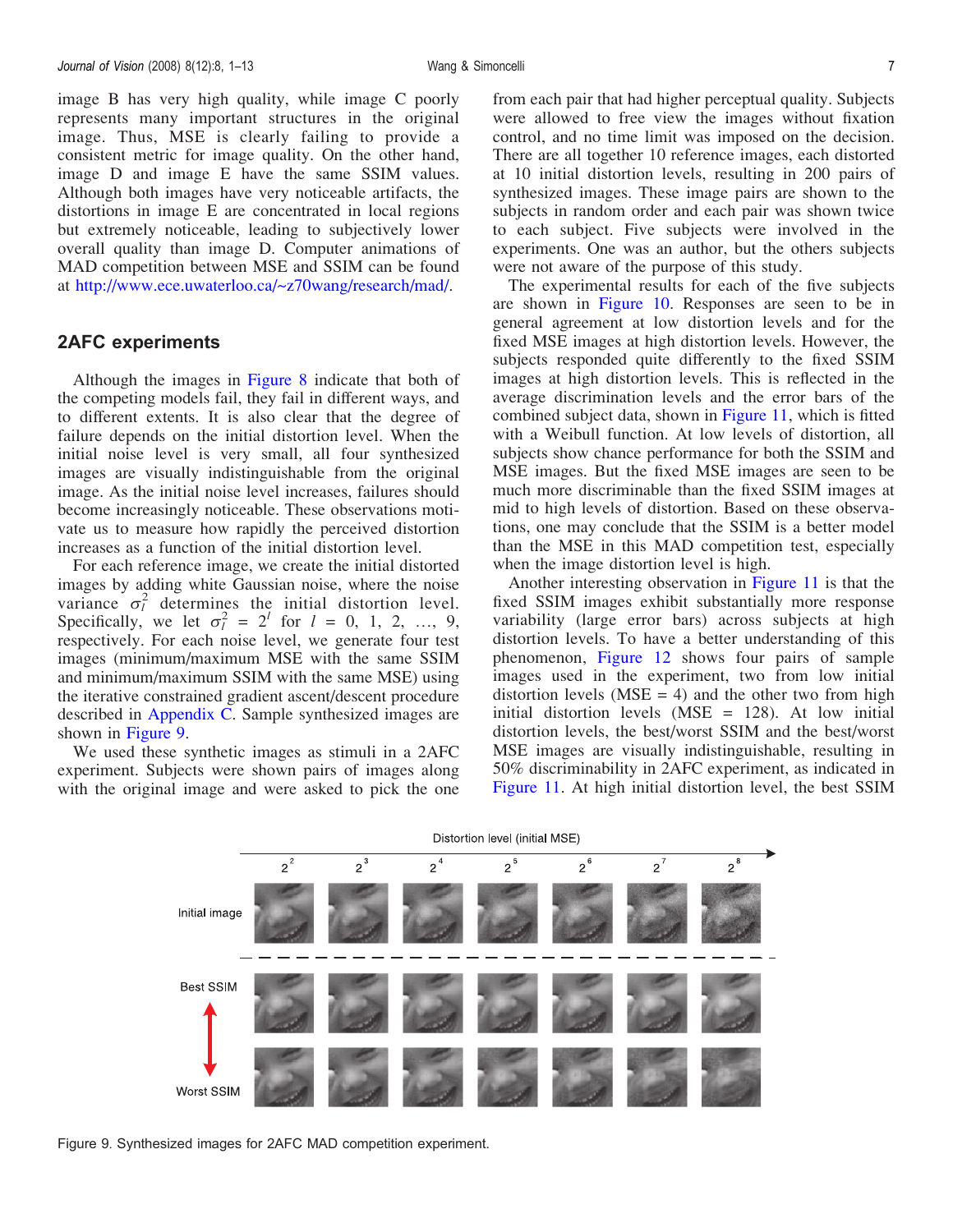image B has very high quality, while image C poorly represents many important structures in the original image. Thus, MSE is clearly failing to provide a consistent metric for image quality. On the other hand, image D and image E have the same SSIM values. Although both images have very noticeable artifacts, the distortions in image E are concentrated in local regions but extremely noticeable, leading to subjectively lower overall quality than image D. Computer animations of MAD competition between MSE and SSIM can be found at http://www.ece.uwaterloo.ca/~z70wang/research/mad/.

## 2AFC experiments

Although the images in Figure 8 indicate that both of the competing models fail, they fail in different ways, and to different extents. It is also clear that the degree of failure depends on the initial distortion level. When the initial noise level is very small, all four synthesized images are visually indistinguishable from the original image. As the initial noise level increases, failures should become increasingly noticeable. These observations motivate us to measure how rapidly the perceived distortion increases as a function of the initial distortion level.

For each reference image, we create the initial distorted images by adding white Gaussian noise, where the noise variance $\sigma_l^2$ determines the initial distortion level. Specifically, we let $\sigma_l^2 = 2^l$ for $l = 0, 1, 2, \ldots, 9$, respectively. For each noise level, we generate four test images (minimum/maximum MSE with the same SSIM and minimum/maximum SSIM with the same MSE) using the iterative constrained gradient ascent/descent procedure described in Appendix C. Sample synthesized images are shown in Figure 9.

We used these synthetic images as stimuli in a 2AFC experiment. Subjects were shown pairs of images along with the original image and were asked to pick the one from each pair that had higher perceptual quality. Subjects were allowed to free view the images without fixation control, and no time limit was imposed on the decision. There are all together 10 reference images, each distorted at 10 initial distortion levels, resulting in 200 pairs of synthesized images. These image pairs are shown to the subjects in random order and each pair was shown twice to each subject. Five subjects were involved in the experiments. One was an author, but the others subjects were not aware of the purpose of this study.

The experimental results for each of the five subjects are shown in Figure 10. Responses are seen to be in general agreement at low distortion levels and for the fixed MSE images at high distortion levels. However, the subjects responded quite differently to the fixed SSIM images at high distortion levels. This is reflected in the average discrimination levels and the error bars of the combined subject data, shown in Figure 11, which is fitted with a Weibull function. At low levels of distortion, all subjects show chance performance for both the SSIM and MSE images. But the fixed MSE images are seen to be much more discriminable than the fixed SSIM images at mid to high levels of distortion. Based on these observations, one may conclude that the SSIM is a better model than the MSE in this MAD competition test, especially when the image distortion level is high.

Another interesting observation in Figure 11 is that the fixed SSIM images exhibit substantially more response variability (large error bars) across subjects at high distortion levels. To have a better understanding of this phenomenon, Figure 12 shows four pairs of sample images used in the experiment, two from low initial distortion levels (MSE = 4) and the other two from high initial distortion levels (MSE = 128). At low initial distortion levels, the best/worst SSIM and the best/worst MSE images are visually indistinguishable, resulting in 50% discriminability in 2AFC experiment, as indicated in Figure 11. At high initial distortion level, the best SSIM

Figure 9. Synthesized images for 2AFC MAD competition experiment.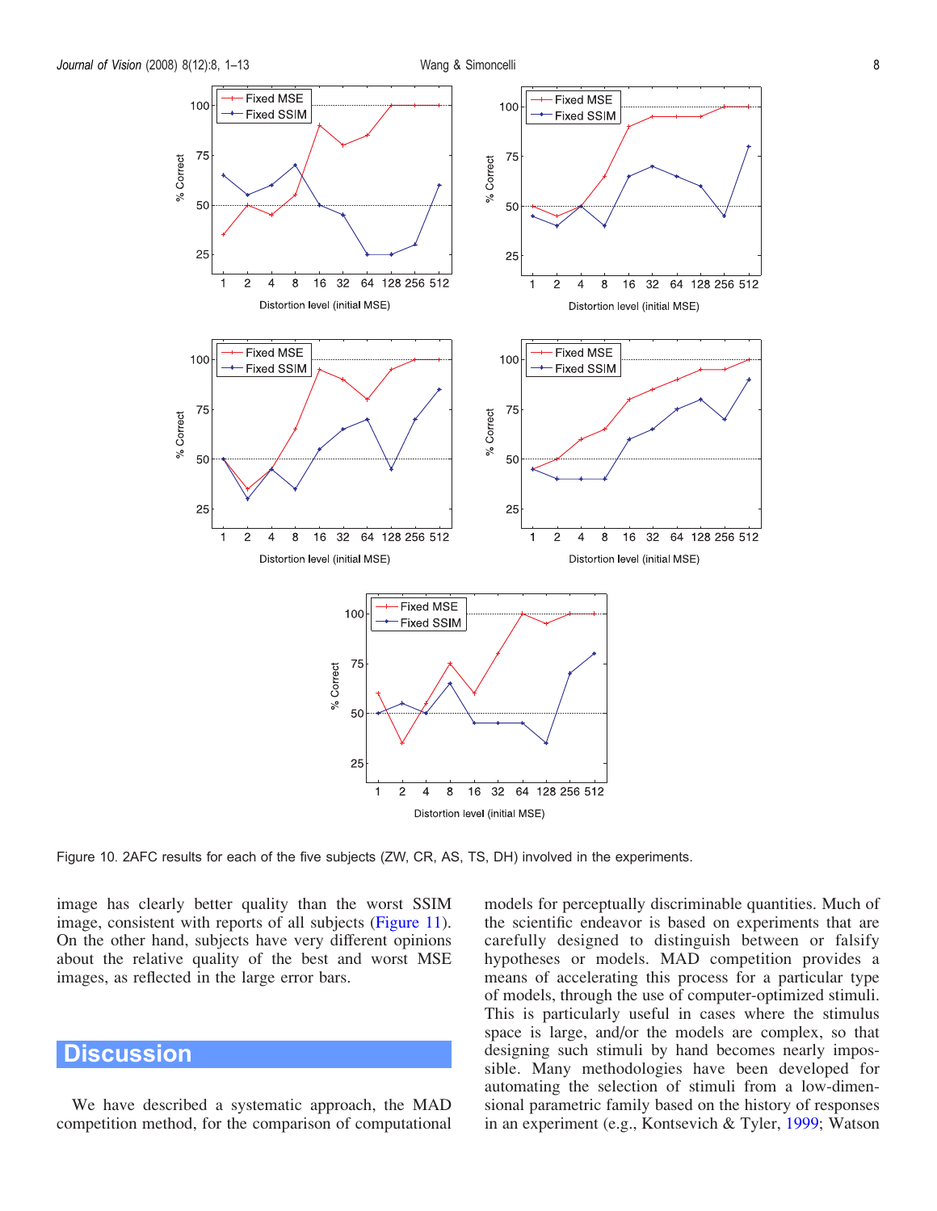Figure 10. 2AFC results for each of the five subjects (ZW, CR, AS, TS, DH) involved in the experiments.

image has clearly better quality than the worst SSIM image, consistent with reports of all subjects (Figure 11). On the other hand, subjects have very different opinions about the relative quality of the best and worst MSE images, as reflected in the large error bars.

## Discussion

We have described a systematic approach, the MAD competition method, for the comparison of computational models for perceptually discriminable quantities. Much of the scientific endeavor is based on experiments that are carefully designed to distinguish between or falsify hypotheses or models. MAD competition provides a means of accelerating this process for a particular type of models, through the use of computer-optimized stimuli. This is particularly useful in cases where the stimulus space is large, and/or the models are complex, so that designing such stimuli by hand becomes nearly impossible. Many methodologies have been developed for automating the selection of stimuli from a low-dimensional parametric family based on the history of responses in an experiment (e.g., Kontsevich & Tyler, 1999; Watson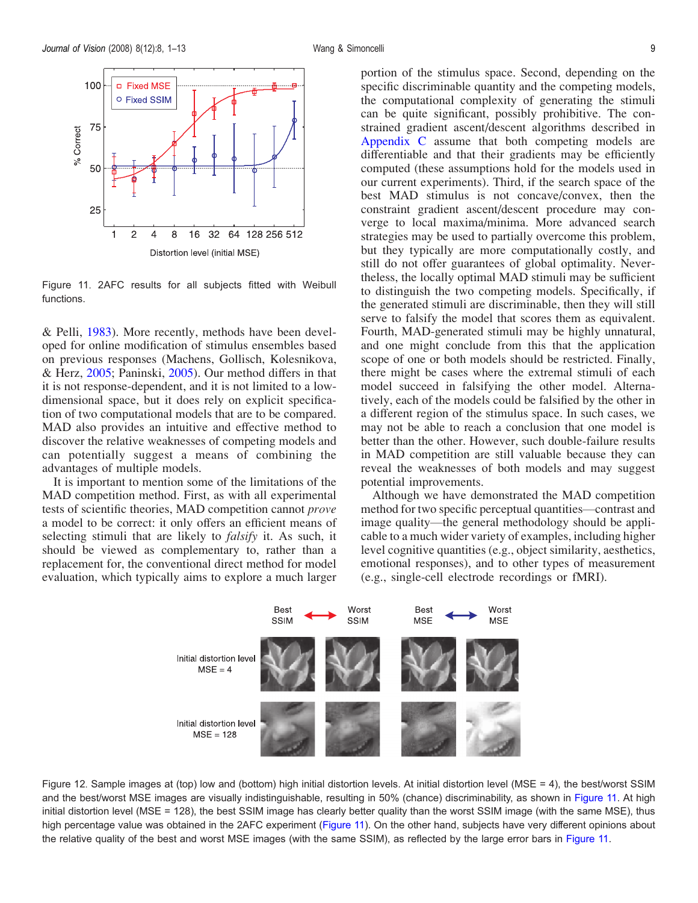Figure 11. 2AFC results for all subjects fitted with Weibull functions.

& Pelli, 1983). More recently, methods have been developed for online modification of stimulus ensembles based on previous responses (Machens, Gollisch, Kolesnikova, & Herz, 2005; Paninski, 2005). Our method differs in that it is not response-dependent, and it is not limited to a low-dimensional space, but it does rely on explicit specification of two computational models that are to be compared. MAD also provides an intuitive and effective method to discover the relative weaknesses of competing models and can potentially suggest a means of combining the advantages of multiple models.

It is important to mention some of the limitations of the MAD competition method. First, as with all experimental tests of scientific theories, MAD competition cannot *prove* a model to be correct: it only offers an efficient means of selecting stimuli that are likely to *falsify* it. As such, it should be viewed as complementary to, rather than a replacement for, the conventional direct method for model evaluation, which typically aims to explore a much larger portion of the stimulus space. Second, depending on the specific discriminable quantity and the competing models, the computational complexity of generating the stimuli can be quite significant, possibly prohibitive. The constrained gradient ascent/descent algorithms described in Appendix C assume that both competing models are differentiable and that their gradients may be efficiently computed (these assumptions hold for the models used in our current experiments). Third, if the search space of the best MAD stimulus is not concave/convex, then the constraint gradient ascent/descent procedure may converge to local maxima/minima. More advanced search strategies may be used to partially overcome this problem, but they typically are more computationally costly, and still do not offer guarantees of global optimality. Nevertheless, the locally optimal MAD stimuli may be sufficient to distinguish the two competing models. Specifically, if the generated stimuli are discriminable, then they will still serve to falsify the model that scores them as equivalent. Fourth, MAD-generated stimuli may be highly unnatural, and one might conclude from this that the application scope of one or both models should be restricted. Finally, there might be cases where the extremal stimuli of each model succeed in falsifying the other model. Alternatively, each of the models could be falsified by the other in a different region of the stimulus space. In such cases, we may not be able to reach a conclusion that one model is better than the other. However, such double-failure results in MAD competition are still valuable because they can reveal the weaknesses of both models and may suggest potential improvements.

Although we have demonstrated the MAD competition method for two specific perceptual quantities—contrast and image quality—the general methodology should be applicable to a much wider variety of examples, including higher level cognitive quantities (e.g., object similarity, aesthetics, emotional responses), and to other types of measurement (e.g., single-cell electrode recordings or fMRI).

Figure 12. Sample images at (top) low and (bottom) high initial distortion levels. At initial distortion level (MSE = 4), the best/worst SSIM and the best/worst MSE images are visually indistinguishable, resulting in 50% (chance) discriminability, as shown in Figure 11. At high initial distortion level (MSE = 128), the best SSIM image has clearly better quality than the worst SSIM image (with the same MSE), thus high percentage value was obtained in the 2AFC experiment (Figure 11). On the other hand, subjects have very different opinions about the relative quality of the best and worst MSE images (with the same SSIM), as reflected by the large error bars in Figure 11.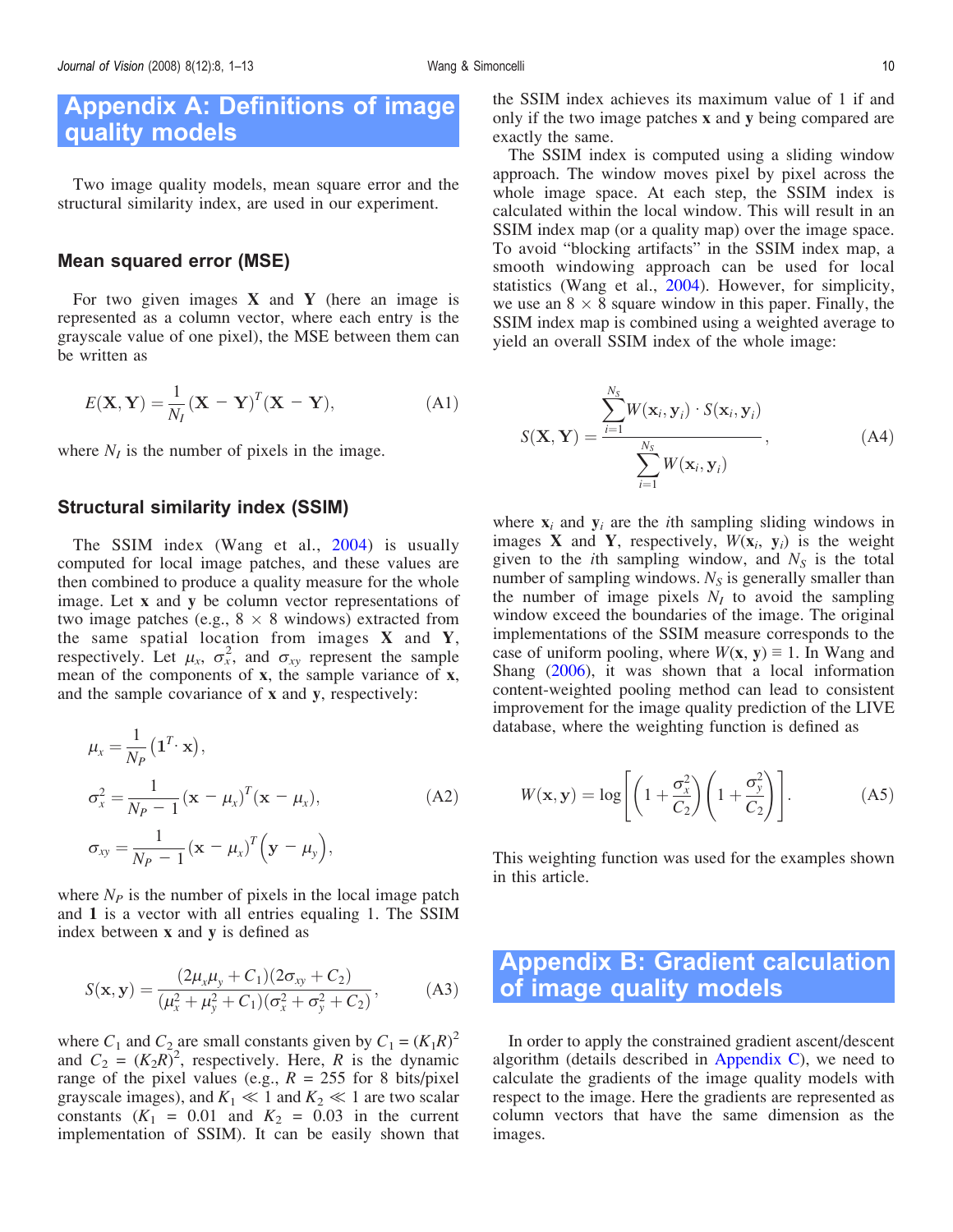# Appendix A: Definitions of image quality models

Two image quality models, mean square error and the structural similarity index, are used in our experiment.

## Mean squared error (MSE)

For two given images $\mathbf{X}$ and $\mathbf{Y}$ (here an image is represented as a column vector, where each entry is the grayscale value of one pixel), the MSE between them can be written as

$$E(\mathbf{X}, \mathbf{Y}) = \frac{1}{N_I} (\mathbf{X} - \mathbf{Y})^T (\mathbf{X} - \mathbf{Y}), \tag{A1}$$

where $N_I$ is the number of pixels in the image.

## Structural similarity index (SSIM)

The SSIM index (Wang et al., 2004) is usually computed for local image patches, and these values are then combined to produce a quality measure for the whole image. Let $\mathbf{x}$ and $\mathbf{y}$ be column vector representations of two image patches (e.g., $8 \times 8$ windows) extracted from the same spatial location from images $\mathbf{X}$ and $\mathbf{Y}$, respectively. Let $\mu_x$, $\sigma_x^2$, and $\sigma_{xy}$ represent the sample mean of the components of $\mathbf{x}$, the sample variance of $\mathbf{x}$, and the sample covariance of $\mathbf{x}$ and $\mathbf{y}$, respectively:

$$\begin{aligned}
\mu_x &= \frac{1}{N_P} \left( \mathbf{1}^T \cdot \mathbf{x} \right), \\
\sigma_x^2 &= \frac{1}{N_P - 1} (\mathbf{x} - \mu_x)^T (\mathbf{x} - \mu_x), \\
\sigma_{xy} &= \frac{1}{N_P - 1} (\mathbf{x} - \mu_x)^T \left( \mathbf{y} - \mu_y \right),
\end{aligned} \tag{A2}$$

where $N_P$ is the number of pixels in the local image patch and $\mathbf{1}$ is a vector with all entries equaling 1. The SSIM index between $\mathbf{x}$ and $\mathbf{y}$ is defined as

$$S(\mathbf{x}, \mathbf{y}) = \frac{(2\mu_x \mu_y + C_1)(2\sigma_{xy} + C_2)}{(\mu_x^2 + \mu_y^2 + C_1)(\sigma_x^2 + \sigma_y^2 + C_2)}, \tag{A3}$$

where $C_1$ and $C_2$ are small constants given by $C_1 = (K_1 R)^2$ and $C_2 = (K_2 R)^2$, respectively. Here, $R$ is the dynamic range of the pixel values (e.g., $R = 255$ for 8 bits/pixel grayscale images), and $K_1 \ll 1$ and $K_2 \ll 1$ are two scalar constants ($K_1 = 0.01$ and $K_2 = 0.03$ in the current implementation of SSIM). It can be easily shown that the SSIM index achieves its maximum value of 1 if and only if the two image patches $\mathbf{x}$ and $\mathbf{y}$ being compared are exactly the same.

The SSIM index is computed using a sliding window approach. The window moves pixel by pixel across the whole image space. At each step, the SSIM index is calculated within the local window. This will result in an SSIM index map (or a quality map) over the image space. To avoid "blocking artifacts" in the SSIM index map, a smooth windowing approach can be used for local statistics (Wang et al., 2004). However, for simplicity, we use an $8 \times 8$ square window in this paper. Finally, the SSIM index map is combined using a weighted average to yield an overall SSIM index of the whole image:

$$S(\mathbf{X}, \mathbf{Y}) = \frac{\sum_{i=1}^{N_S} W(\mathbf{x}_i, \mathbf{y}_i) \cdot S(\mathbf{x}_i, \mathbf{y}_i)}{\sum_{i=1}^{N_S} W(\mathbf{x}_i, \mathbf{y}_i)}, \tag{A4}$$

where $\mathbf{x}_i$ and $\mathbf{y}_i$ are the $i$th sampling sliding windows in images $\mathbf{X}$ and $\mathbf{Y}$, respectively, $W(\mathbf{x}_i, \mathbf{y}_i)$ is the weight given to the $i$th sampling window, and $N_S$ is the total number of sampling windows. $N_S$ is generally smaller than the number of image pixels $N_I$ to avoid the sampling window exceed the boundaries of the image. The original implementations of the SSIM measure corresponds to the case of uniform pooling, where $W(\mathbf{x}, \mathbf{y}) \equiv 1$. In Wang and Shang (2006), it was shown that a local information content-weighted pooling method can lead to consistent improvement for the image quality prediction of the LIVE database, where the weighting function is defined as

$$W(\mathbf{x}, \mathbf{y}) = \log \left[ \left( 1 + \frac{\sigma_x^2}{C_2} \right) \left( 1 + \frac{\sigma_y^2}{C_2} \right) \right]. \tag{A5}$$

This weighting function was used for the examples shown in this article.

# Appendix B: Gradient calculation of image quality models

In order to apply the constrained gradient ascent/descent algorithm (details described in Appendix C), we need to calculate the gradients of the image quality models with respect to the image. Here the gradients are represented as column vectors that have the same dimension as the images.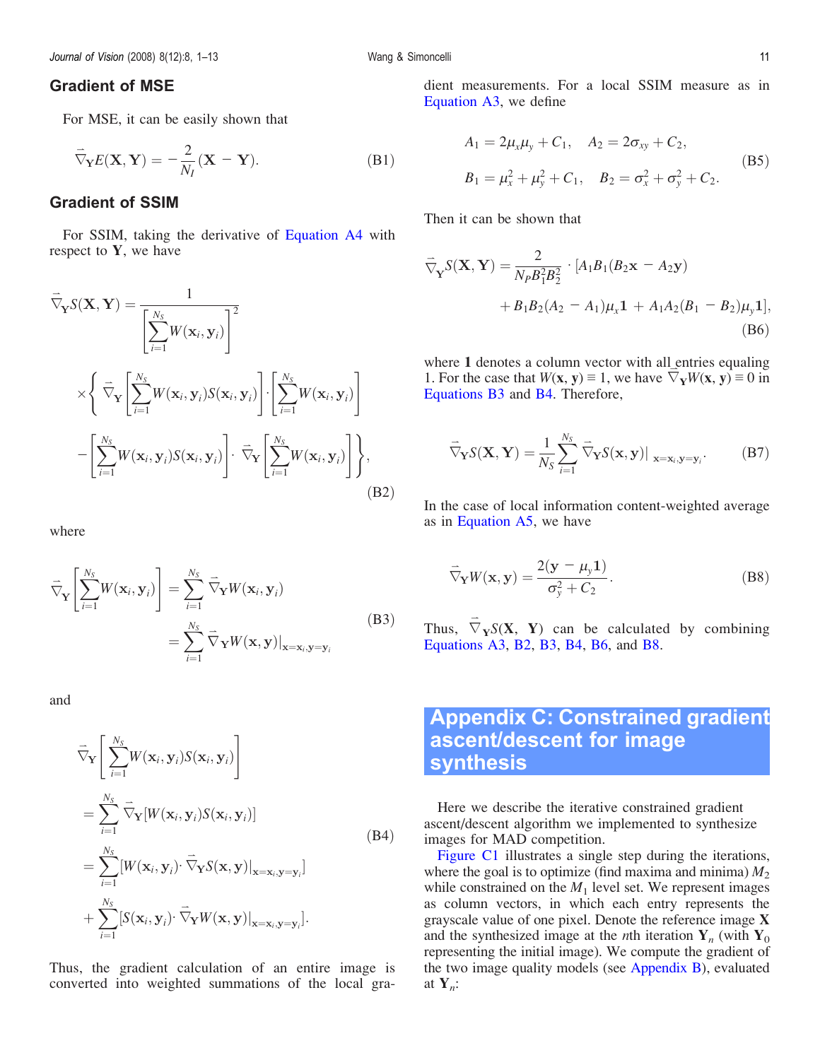## Gradient of MSE

For MSE, it can be easily shown that

$$\vec{\nabla}_{\mathbf{Y}} E(\mathbf{X}, \mathbf{Y}) = -\frac{2}{N_I}(\mathbf{X} - \mathbf{Y}). \tag{B1}$$

## Gradient of SSIM

For SSIM, taking the derivative of Equation A4 with respect to $\mathbf{Y}$, we have

$$\vec{\nabla}_{\mathbf{Y}} S(\mathbf{X}, \mathbf{Y}) = \frac{1}{\left[\sum_{i=1}^{N_S} W(\mathbf{x}_i, \mathbf{y}_i)\right]^2} \times \left\{ \vec{\nabla}_{\mathbf{Y}} \left[\sum_{i=1}^{N_S} W(\mathbf{x}_i, \mathbf{y}_i) S(\mathbf{x}_i, \mathbf{y}_i)\right] \cdot \left[\sum_{i=1}^{N_S} W(\mathbf{x}_i, \mathbf{y}_i)\right] - \left[\sum_{i=1}^{N_S} W(\mathbf{x}_i, \mathbf{y}_i) S(\mathbf{x}_i, \mathbf{y}_i)\right] \cdot \vec{\nabla}_{\mathbf{Y}} \left[\sum_{i=1}^{N_S} W(\mathbf{x}_i, \mathbf{y}_i)\right] \right\}, \tag{B2}$$

where

$$\vec{\nabla}_{\mathbf{Y}} \left[\sum_{i=1}^{N_S} W(\mathbf{x}_i, \mathbf{y}_i)\right] = \sum_{i=1}^{N_S} \vec{\nabla}_{\mathbf{Y}} W(\mathbf{x}_i, \mathbf{y}_i) = \sum_{i=1}^{N_S} \vec{\nabla}_{\mathbf{Y}} W(\mathbf{x}, \mathbf{y})|_{\mathbf{x}=\mathbf{x}_i, \mathbf{y}=\mathbf{y}_i} \tag{B3}$$

and

$$\begin{aligned} \vec{\nabla}_{\mathbf{Y}} \left[\sum_{i=1}^{N_S} W(\mathbf{x}_i, \mathbf{y}_i) S(\mathbf{x}_i, \mathbf{y}_i)\right] &= \sum_{i=1}^{N_S} \vec{\nabla}_{\mathbf{Y}} [W(\mathbf{x}_i, \mathbf{y}_i) S(\mathbf{x}_i, \mathbf{y}_i)] \\ &= \sum_{i=1}^{N_S} [W(\mathbf{x}_i, \mathbf{y}_i) \cdot \vec{\nabla}_{\mathbf{Y}} S(\mathbf{x}, \mathbf{y})|_{\mathbf{x}=\mathbf{x}_i, \mathbf{y}=\mathbf{y}_i}] \\ &\quad + \sum_{i=1}^{N_S} [S(\mathbf{x}_i, \mathbf{y}_i) \cdot \vec{\nabla}_{\mathbf{Y}} W(\mathbf{x}, \mathbf{y})|_{\mathbf{x}=\mathbf{x}_i, \mathbf{y}=\mathbf{y}_i}]. \end{aligned} \tag{B4}$$

Thus, the gradient calculation of an entire image is converted into weighted summations of the local gradient measurements. For a local SSIM measure as in Equation A3, we define

$$A_1 = 2\mu_x \mu_y + C_1, \quad A_2 = 2\sigma_{xy} + C_2,$$
$$B_1 = \mu_x^2 + \mu_y^2 + C_1, \quad B_2 = \sigma_x^2 + \sigma_y^2 + C_2. \tag{B5}$$

Then it can be shown that

$$\vec{\nabla}_{\mathbf{Y}} S(\mathbf{X}, \mathbf{Y}) = \frac{2}{N_P B_1^2 B_2^2} \cdot [A_1 B_1 (B_2 \mathbf{x} - A_2 \mathbf{y}) + B_1 B_2 (A_2 - A_1) \mu_x \mathbf{1} + A_1 A_2 (B_1 - B_2) \mu_y \mathbf{1}], \tag{B6}$$

where $\mathbf{1}$ denotes a column vector with all entries equaling 1. For the case that $W(\mathbf{x}, \mathbf{y}) \equiv 1$, we have $\vec{\nabla}_{\mathbf{Y}} W(\mathbf{x}, \mathbf{y}) \equiv 0$ in Equations B3 and B4. Therefore,

$$\vec{\nabla}_{\mathbf{Y}} S(\mathbf{X}, \mathbf{Y}) = \frac{1}{N_S} \sum_{i=1}^{N_S} \vec{\nabla}_{\mathbf{Y}} S(\mathbf{x}, \mathbf{y})|_{\mathbf{x}=\mathbf{x}_i, \mathbf{y}=\mathbf{y}_i}. \tag{B7}$$

In the case of local information content-weighted average as in Equation A5, we have

$$\vec{\nabla}_{\mathbf{Y}} W(\mathbf{x}, \mathbf{y}) = \frac{2(\mathbf{y} - \mu_y \mathbf{1})}{\sigma_y^2 + C_2}. \tag{B8}$$

Thus, $\vec{\nabla}_{\mathbf{Y}} S(\mathbf{X}, \mathbf{Y})$ can be calculated by combining Equations A3, B2, B3, B4, B6, and B8.

# Appendix C: Constrained gradient ascent/descent for image synthesis

Here we describe the iterative constrained gradient ascent/descent algorithm we implemented to synthesize images for MAD competition.

Figure C1 illustrates a single step during the iterations, where the goal is to optimize (find maxima and minima) $M_2$ while constrained on the $M_1$ level set. We represent images as column vectors, in which each entry represents the grayscale value of one pixel. Denote the reference image $\mathbf{X}$ and the synthesized image at the $n$th iteration $\mathbf{Y}_n$ (with $\mathbf{Y}_0$ representing the initial image). We compute the gradient of the two image quality models (see Appendix B), evaluated at $\mathbf{Y}_n$: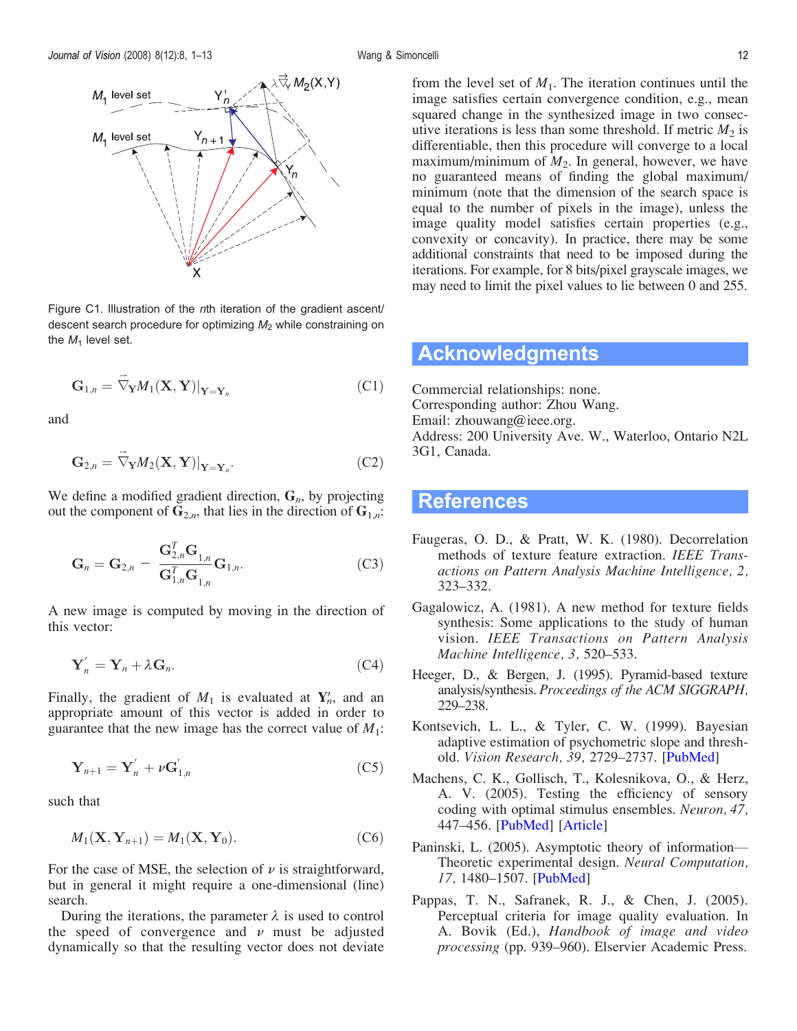Figure C1. Illustration of the $n$th iteration of the gradient ascent/descent search procedure for optimizing $M_2$ while constraining on the $M_1$ level set.

$$\mathbf{G}_{1,n} = \vec{\nabla}_{\mathbf{Y}} M_1(\mathbf{X}, \mathbf{Y})|_{\mathbf{Y}=\mathbf{Y}_n} \tag{C1}$$

and

$$\mathbf{G}_{2,n} = \vec{\nabla}_{\mathbf{Y}} M_2(\mathbf{X}, \mathbf{Y})|_{\mathbf{Y}=\mathbf{Y}_n}. \tag{C2}$$

We define a modified gradient direction, $\mathbf{G}_n$, by projecting out the component of $\mathbf{G}_{2,n}$, that lies in the direction of $\mathbf{G}_{1,n}$:

$$\mathbf{G}_n = \mathbf{G}_{2,n} - \frac{\mathbf{G}_{2,n}^T \mathbf{G}_{1,n}}{\mathbf{G}_{1,n}^T \mathbf{G}_{1,n}} \mathbf{G}_{1,n}. \tag{C3}$$

A new image is computed by moving in the direction of this vector:

$$\mathbf{Y}_n' = \mathbf{Y}_n + \lambda \mathbf{G}_n. \tag{C4}$$

Finally, the gradient of $M_1$ is evaluated at $\mathbf{Y}_n'$, and an appropriate amount of this vector is added in order to guarantee that the new image has the correct value of $M_1$:

$$\mathbf{Y}_{n+1} = \mathbf{Y}_n' + \nu \mathbf{G}_{1,n}' \tag{C5}$$

such that

$$M_1(\mathbf{X}, \mathbf{Y}_{n+1}) = M_1(\mathbf{X}, \mathbf{Y}_0). \tag{C6}$$

For the case of MSE, the selection of $\nu$ is straightforward, but in general it might require a one-dimensional (line) search.

During the iterations, the parameter $\lambda$ is used to control the speed of convergence and $\nu$ must be adjusted dynamically so that the resulting vector does not deviate from the level set of $M_1$. The iteration continues until the image satisfies certain convergence condition, e.g., mean squared change in the synthesized image in two consecutive iterations is less than some threshold. If metric $M_2$ is differentiable, then this procedure will converge to a local maximum/minimum of $M_2$. In general, however, we have no guaranteed means of finding the global maximum/minimum (note that the dimension of the search space is equal to the number of pixels in the image), unless the image quality model satisfies certain properties (e.g., convexity or concavity). In practice, there may be some additional constraints that need to be imposed during the iterations. For example, for 8 bits/pixel grayscale images, we may need to limit the pixel values to lie between 0 and 255.

## Acknowledgments

Commercial relationships: none.
Corresponding author: Zhou Wang.
Email: zhouwang@ieee.org.
Address: 200 University Ave. W., Waterloo, Ontario N2L 3G1, Canada.

## References

Faugeras, O. D., & Pratt, W. K. (1980). Decorrelation methods of texture feature extraction. *IEEE Transactions on Pattern Analysis Machine Intelligence, 2,* 323–332.

Gagalowicz, A. (1981). A new method for texture fields synthesis: Some applications to the study of human vision. *IEEE Transactions on Pattern Analysis Machine Intelligence, 3,* 520–533.

Heeger, D., & Bergen, J. (1995). Pyramid-based texture analysis/synthesis. *Proceedings of the ACM SIGGRAPH,* 229–238.

Kontsevich, L. L., & Tyler, C. W. (1999). Bayesian adaptive estimation of psychometric slope and threshold. *Vision Research, 39,* 2729–2737. [PubMed]

Machens, C. K., Gollisch, T., Kolesnikova, O., & Herz, A. V. (2005). Testing the efficiency of sensory coding with optimal stimulus ensembles. *Neuron, 47,* 447–456. [PubMed] [Article]

Paninski, L. (2005). Asymptotic theory of information—Theoretic experimental design. *Neural Computation, 17,* 1480–1507. [PubMed]

Pappas, T. N., Safranek, R. J., & Chen, J. (2005). Perceptual criteria for image quality evaluation. In A. Bovik (Ed.), *Handbook of image and video processing* (pp. 939–960). Elservier Academic Press.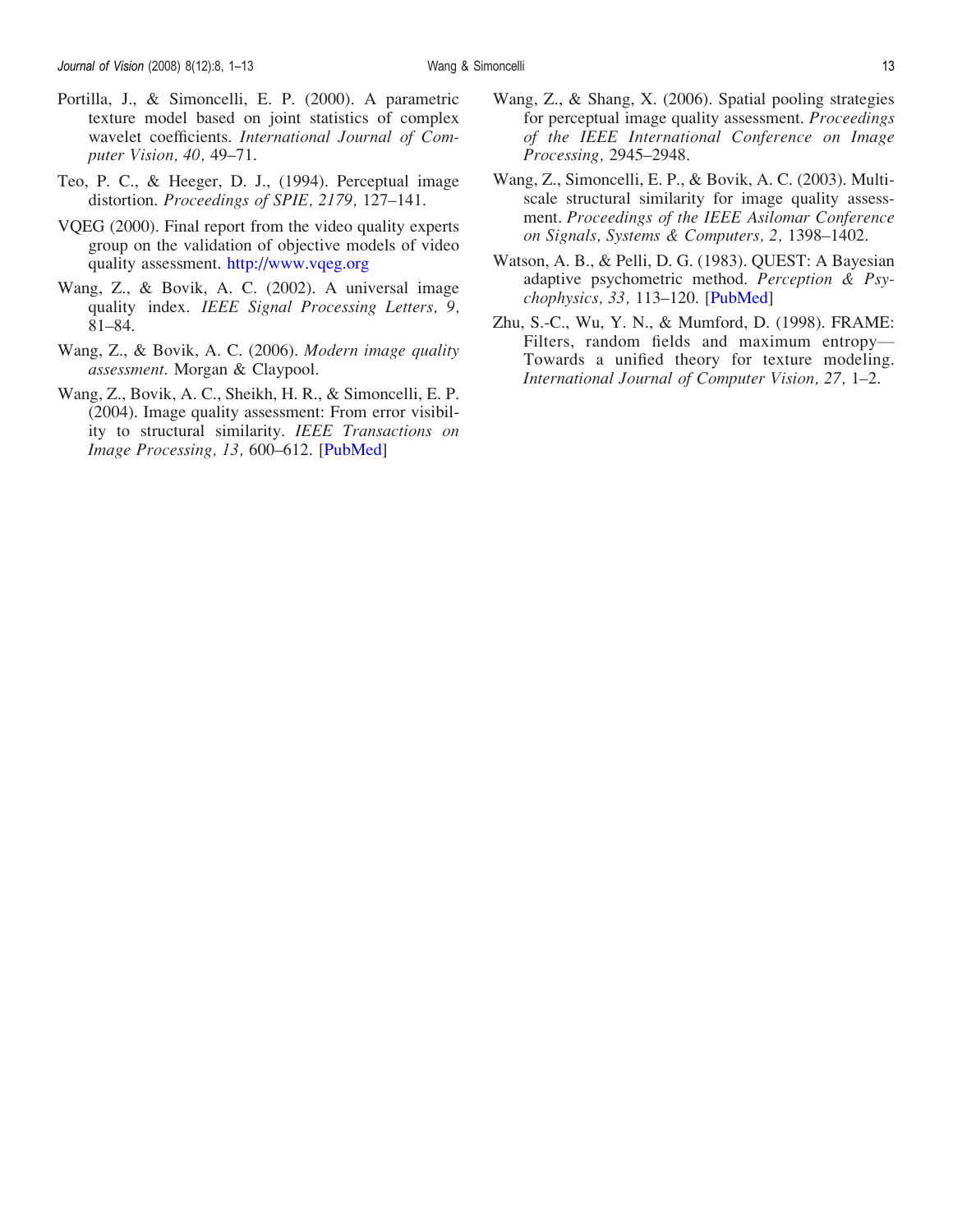Portilla, J., & Simoncelli, E. P. (2000). A parametric texture model based on joint statistics of complex wavelet coefficients. *International Journal of Computer Vision, 40,* 49–71.

Teo, P. C., & Heeger, D. J., (1994). Perceptual image distortion. *Proceedings of SPIE, 2179,* 127–141.

VQEG (2000). Final report from the video quality experts group on the validation of objective models of video quality assessment. http://www.vqeg.org

Wang, Z., & Bovik, A. C. (2002). A universal image quality index. *IEEE Signal Processing Letters, 9,* 81–84.

Wang, Z., & Bovik, A. C. (2006). *Modern image quality assessment*. Morgan & Claypool.

Wang, Z., Bovik, A. C., Sheikh, H. R., & Simoncelli, E. P. (2004). Image quality assessment: From error visibility to structural similarity. *IEEE Transactions on Image Processing, 13,* 600–612. [PubMed]

Wang, Z., & Shang, X. (2006). Spatial pooling strategies for perceptual image quality assessment. *Proceedings of the IEEE International Conference on Image Processing,* 2945–2948.

Wang, Z., Simoncelli, E. P., & Bovik, A. C. (2003). Multiscale structural similarity for image quality assessment. *Proceedings of the IEEE Asilomar Conference on Signals, Systems & Computers, 2,* 1398–1402.

Watson, A. B., & Pelli, D. G. (1983). QUEST: A Bayesian adaptive psychometric method. *Perception & Psychophysics, 33,* 113–120. [PubMed]

Zhu, S.-C., Wu, Y. N., & Mumford, D. (1998). FRAME: Filters, random fields and maximum entropy—Towards a unified theory for texture modeling. *International Journal of Computer Vision, 27,* 1–2.